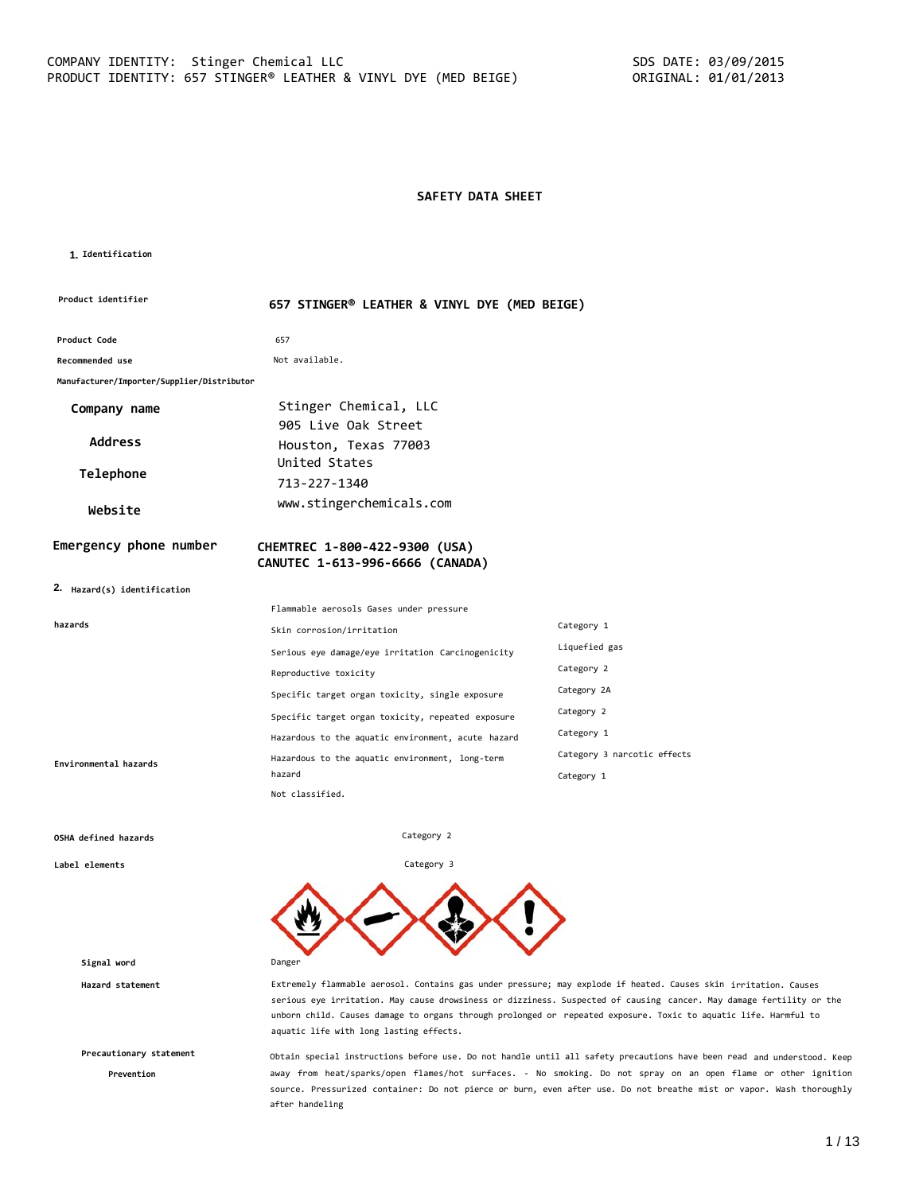# SAFETY DATA SHEET

## 1. Identification

| | |
|---|---|
| **Product identifier** | **657 STINGER® LEATHER & VINYL DYE (MED BEIGE)** |
| **Product Code** | 657 |
| **Recommended use** | Not available. |
| **Manufacturer/Importer/Supplier/Distributor** | |
| **Company name** | Stinger Chemical, LLC |
| **Address** | 905 Live Oak Street<br>Houston, Texas 77003<br>United States |
| **Telephone** | 713-227-1340 |
| **Website** | www.stingerchemicals.com |
| **Emergency phone number** | **CHEMTREC 1-800-422-9300 (USA)**<br>**CANUTEC 1-613-996-6666 (CANADA)** |

## 2. Hazard(s) identification

| | | |
|---|---|---|
| **hazards** | Flammable aerosols Gases under pressure | Category 1 |
| | Skin corrosion/irritation | Liquefied gas |
| | Serious eye damage/eye irritation Carcinogenicity | Category 2 |
| | Reproductive toxicity | Category 2A |
| | Specific target organ toxicity, single exposure | Category 2 |
| | Specific target organ toxicity, repeated exposure | Category 1 |
| | Hazardous to the aquatic environment, acute hazard | Category 3 narcotic effects |
| **Environmental hazards** | Hazardous to the aquatic environment, long-term hazard | Category 1 |
| | Not classified. | |
| **OSHA defined hazards** | | Category 2 |
| **Label elements** | | Category 3 |

**Signal word** Danger

**Hazard statement** Extremely flammable aerosol. Contains gas under pressure; may explode if heated. Causes skin irritation. Causes serious eye irritation. May cause drowsiness or dizziness. Suspected of causing cancer. May damage fertility or the unborn child. Causes damage to organs through prolonged or repeated exposure. Toxic to aquatic life. Harmful to aquatic life with long lasting effects.

**Precautionary statement**

**Prevention** Obtain special instructions before use. Do not handle until all safety precautions have been read and understood. Keep away from heat/sparks/open flames/hot surfaces. - No smoking. Do not spray on an open flame or other ignition source. Pressurized container: Do not pierce or burn, even after use. Do not breathe mist or vapor. Wash thoroughly after handeling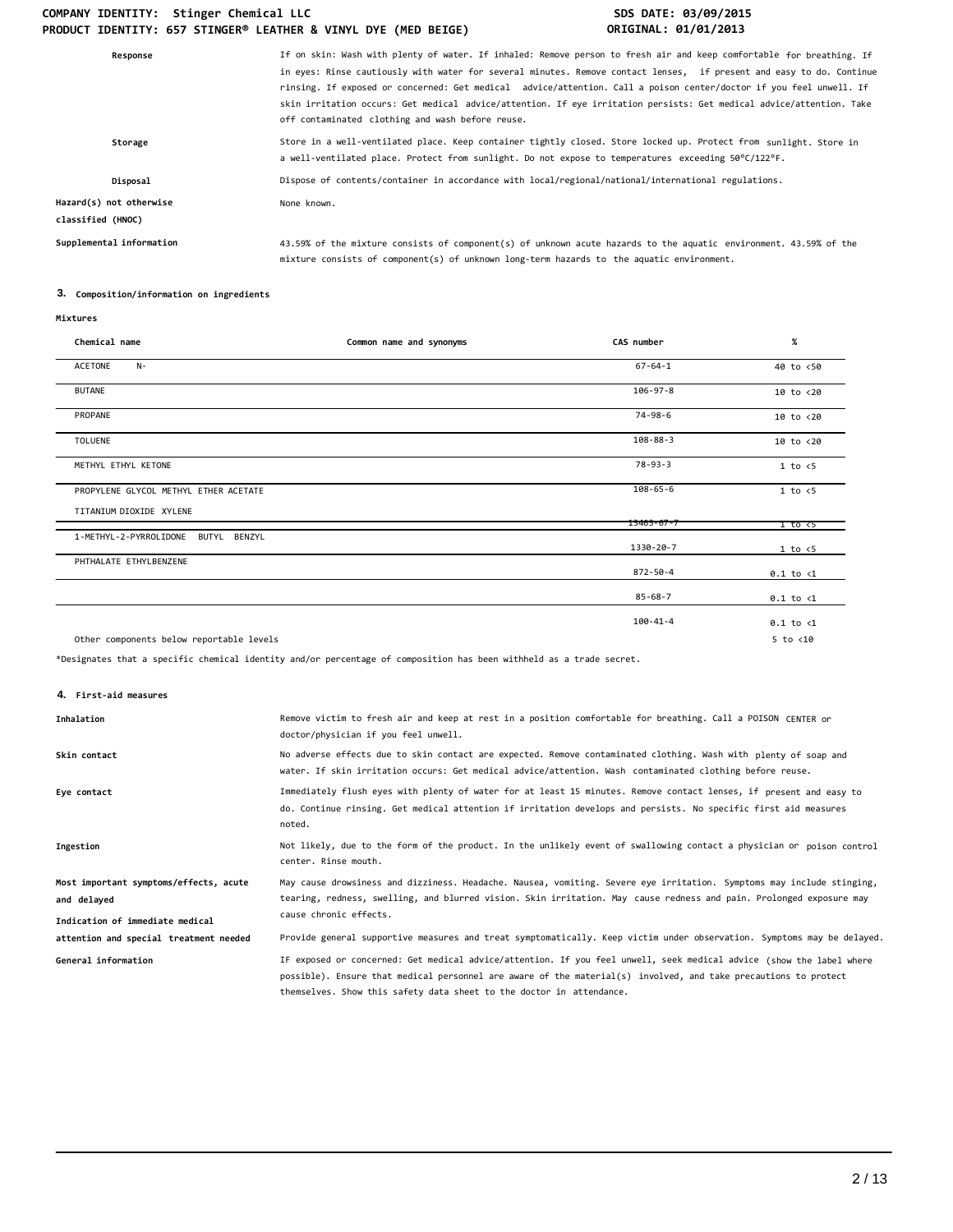| | |
|---|---|
| **Response** | If on skin: Wash with plenty of water. If inhaled: Remove person to fresh air and keep comfortable for breathing. If in eyes: Rinse cautiously with water for several minutes. Remove contact lenses, if present and easy to do. Continue rinsing. If exposed or concerned: Get medical advice/attention. Call a poison center/doctor if you feel unwell. If skin irritation occurs: Get medical advice/attention. If eye irritation persists: Get medical advice/attention. Take off contaminated clothing and wash before reuse. |
| **Storage** | Store in a well-ventilated place. Keep container tightly closed. Store locked up. Protect from sunlight. Store in a well-ventilated place. Protect from sunlight. Do not expose to temperatures exceeding 50°C/122°F. |
| **Disposal** | Dispose of contents/container in accordance with local/regional/national/international regulations. |
| **Hazard(s) not otherwise classified (HNOC)** | None known. |
| **Supplemental information** | 43.59% of the mixture consists of component(s) of unknown acute hazards to the aquatic environment. 43.59% of the mixture consists of component(s) of unknown long-term hazards to the aquatic environment. |

## 3. Composition/information on ingredients

**Mixtures**

| Chemical name | Common name and synonyms | CAS number | % |
|---|---|---|---|
| ACETONE N- | | 67-64-1 | 40 to <50 |
| BUTANE | | 106-97-8 | 10 to <20 |
| PROPANE | | 74-98-6 | 10 to <20 |
| TOLUENE | | 108-88-3 | 10 to <20 |
| METHYL ETHYL KETONE | | 78-93-3 | 1 to <5 |
| PROPYLENE GLYCOL METHYL ETHER ACETATE | | 108-65-6 | 1 to <5 |
| TITANIUM DIOXIDE XYLENE | | 13463-67-7 | 1 to <5 |
| 1-METHYL-2-PYRROLIDONE BUTYL BENZYL | | 1330-20-7 | 1 to <5 |
| PHTHALATE ETHYLBENZENE | | 872-50-4 | 0.1 to <1 |
| | | 85-68-7 | 0.1 to <1 |
| | | 100-41-4 | 0.1 to <1 |
| Other components below reportable levels | | | 5 to <10 |

*Designates that a specific chemical identity and/or percentage of composition has been withheld as a trade secret.

## 4. First-aid measures

| | |
|---|---|
| **Inhalation** | Remove victim to fresh air and keep at rest in a position comfortable for breathing. Call a POISON CENTER or doctor/physician if you feel unwell. |
| **Skin contact** | No adverse effects due to skin contact are expected. Remove contaminated clothing. Wash with plenty of soap and water. If skin irritation occurs: Get medical advice/attention. Wash contaminated clothing before reuse. |
| **Eye contact** | Immediately flush eyes with plenty of water for at least 15 minutes. Remove contact lenses, if present and easy to do. Continue rinsing. Get medical attention if irritation develops and persists. No specific first aid measures noted. |
| **Ingestion** | Not likely, due to the form of the product. In the unlikely event of swallowing contact a physician or poison control center. Rinse mouth. |
| **Most important symptoms/effects, acute and delayed** | May cause drowsiness and dizziness. Headache. Nausea, vomiting. Severe eye irritation. Symptoms may include stinging, tearing, redness, swelling, and blurred vision. Skin irritation. May cause redness and pain. Prolonged exposure may cause chronic effects. |
| **Indication of immediate medical attention and special treatment needed** | Provide general supportive measures and treat symptomatically. Keep victim under observation. Symptoms may be delayed. |
| **General information** | IF exposed or concerned: Get medical advice/attention. If you feel unwell, seek medical advice (show the label where possible). Ensure that medical personnel are aware of the material(s) involved, and take precautions to protect themselves. Show this safety data sheet to the doctor in attendance. |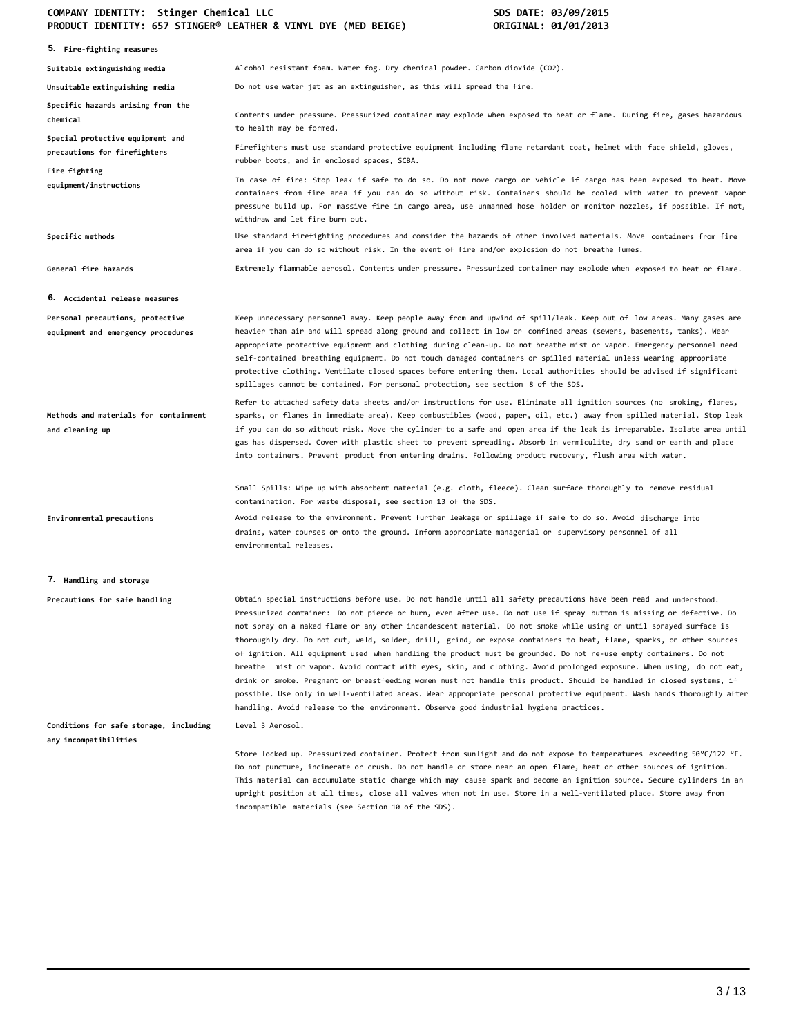## 5. Fire-fighting measures

| | |
|---|---|
| **Suitable extinguishing media** | Alcohol resistant foam. Water fog. Dry chemical powder. Carbon dioxide ($CO_2$). |
| **Unsuitable extinguishing media** | Do not use water jet as an extinguisher, as this will spread the fire. |
| **Specific hazards arising from the chemical** | Contents under pressure. Pressurized container may explode when exposed to heat or flame. During fire, gases hazardous to health may be formed. |
| **Special protective equipment and precautions for firefighters** | Firefighters must use standard protective equipment including flame retardant coat, helmet with face shield, gloves, rubber boots, and in enclosed spaces, SCBA. |
| **Fire fighting equipment/instructions** | In case of fire: Stop leak if safe to do so. Do not move cargo or vehicle if cargo has been exposed to heat. Move containers from fire area if you can do so without risk. Containers should be cooled with water to prevent vapor pressure build up. For massive fire in cargo area, use unmanned hose holder or monitor nozzles, if possible. If not, withdraw and let fire burn out. |
| **Specific methods** | Use standard firefighting procedures and consider the hazards of other involved materials. Move containers from fire area if you can do so without risk. In the event of fire and/or explosion do not breathe fumes. |
| **General fire hazards** | Extremely flammable aerosol. Contents under pressure. Pressurized container may explode when exposed to heat or flame. |

## 6. Accidental release measures

| | |
|---|---|
| **Personal precautions, protective equipment and emergency procedures** | Keep unnecessary personnel away. Keep people away from and upwind of spill/leak. Keep out of low areas. Many gases are heavier than air and will spread along ground and collect in low or confined areas (sewers, basements, tanks). Wear appropriate protective equipment and clothing during clean-up. Do not breathe mist or vapor. Emergency personnel need self-contained breathing equipment. Do not touch damaged containers or spilled material unless wearing appropriate protective clothing. Ventilate closed spaces before entering them. Local authorities should be advised if significant spillages cannot be contained. For personal protection, see section 8 of the SDS. |
| **Methods and materials for containment and cleaning up** | Refer to attached safety data sheets and/or instructions for use. Eliminate all ignition sources (no smoking, flares, sparks, or flames in immediate area). Keep combustibles (wood, paper, oil, etc.) away from spilled material. Stop leak if you can do so without risk. Move the cylinder to a safe and open area if the leak is irreparable. Isolate area until gas has dispersed. Cover with plastic sheet to prevent spreading. Absorb in vermiculite, dry sand or earth and place into containers. Prevent product from entering drains. Following product recovery, flush area with water.<br><br>Small Spills: Wipe up with absorbent material (e.g. cloth, fleece). Clean surface thoroughly to remove residual contamination. For waste disposal, see section 13 of the SDS. |
| **Environmental precautions** | Avoid release to the environment. Prevent further leakage or spillage if safe to do so. Avoid discharge into drains, water courses or onto the ground. Inform appropriate managerial or supervisory personnel of all environmental releases. |

## 7. Handling and storage

| | |
|---|---|
| **Precautions for safe handling** | Obtain special instructions before use. Do not handle until all safety precautions have been read and understood. Pressurized container: Do not pierce or burn, even after use. Do not use if spray button is missing or defective. Do not spray on a naked flame or any other incandescent material. Do not smoke while using or until sprayed surface is thoroughly dry. Do not cut, weld, solder, drill, grind, or expose containers to heat, flame, sparks, or other sources of ignition. All equipment used when handling the product must be grounded. Do not re-use empty containers. Do not breathe mist or vapor. Avoid contact with eyes, skin, and clothing. Avoid prolonged exposure. When using, do not eat, drink or smoke. Pregnant or breastfeeding women must not handle this product. Should be handled in closed systems, if possible. Use only in well-ventilated areas. Wear appropriate personal protective equipment. Wash hands thoroughly after handling. Avoid release to the environment. Observe good industrial hygiene practices. |
| **Conditions for safe storage, including any incompatibilities** | Level 3 Aerosol.<br><br>Store locked up. Pressurized container. Protect from sunlight and do not expose to temperatures exceeding 50°C/122 °F. Do not puncture, incinerate or crush. Do not handle or store near an open flame, heat or other sources of ignition. This material can accumulate static charge which may cause spark and become an ignition source. Secure cylinders in an upright position at all times, close all valves when not in use. Store in a well-ventilated place. Store away from incompatible materials (see Section 10 of the SDS). |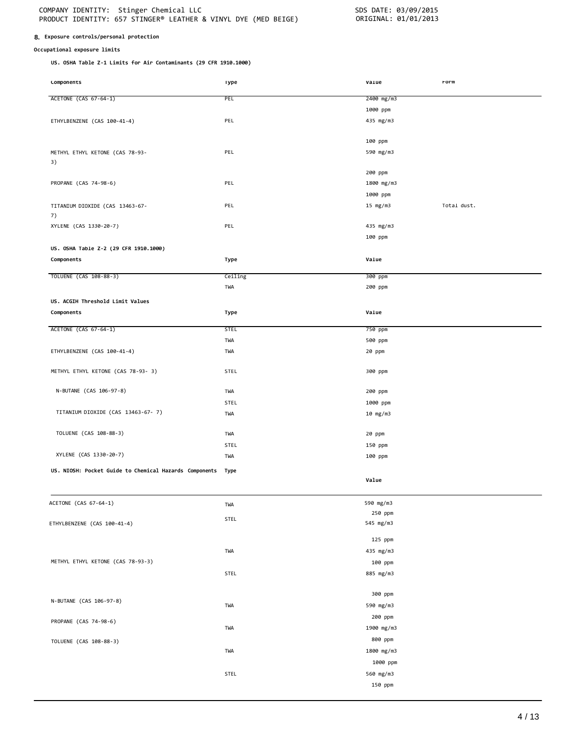## 8. Exposure controls/personal protection

**Occupational exposure limits**

**US. OSHA Table Z-1 Limits for Air Contaminants (29 CFR 1910.1000)**

| Components | Type | Value | Form |
|---|---|---|---|
| ACETONE (CAS 67-64-1) | PEL | 2400 mg/m3 | |
| | | 1000 ppm | |
| ETHYLBENZENE (CAS 100-41-4) | PEL | 435 mg/m3 | |
| | | 100 ppm | |
| METHYL ETHYL KETONE (CAS 78-93-3) | PEL | 590 mg/m3 | |
| | | 200 ppm | |
| PROPANE (CAS 74-98-6) | PEL | 1800 mg/m3 | |
| | | 1000 ppm | |
| TITANIUM DIOXIDE (CAS 13463-67-7) | PEL | 15 mg/m3 | Total dust. |
| XYLENE (CAS 1330-20-7) | PEL | 435 mg/m3 | |
| | | 100 ppm | |

**US. OSHA Table Z-2 (29 CFR 1910.1000)**

| Components | Type | Value |
|---|---|---|
| TOLUENE (CAS 108-88-3) | Ceiling | 300 ppm |
| | TWA | 200 ppm |

**US. ACGIH Threshold Limit Values**

| Components | Type | Value |
|---|---|---|
| ACETONE (CAS 67-64-1) | STEL | 750 ppm |
| | TWA | 500 ppm |
| ETHYLBENZENE (CAS 100-41-4) | TWA | 20 ppm |
| METHYL ETHYL KETONE (CAS 78-93- 3) | STEL | 300 ppm |
| N-BUTANE (CAS 106-97-8) | TWA | 200 ppm |
| | STEL | 1000 ppm |
| TITANIUM DIOXIDE (CAS 13463-67- 7) | TWA | 10 mg/m3 |
| TOLUENE (CAS 108-88-3) | TWA | 20 ppm |
| | STEL | 150 ppm |
| XYLENE (CAS 1330-20-7) | TWA | 100 ppm |

**US. NIOSH: Pocket Guide to Chemical Hazards**

| Components | Type | Value |
|---|---|---|
| ACETONE (CAS 67-64-1) | TWA | 590 mg/m3 |
| | | 250 ppm |
| ETHYLBENZENE (CAS 100-41-4) | STEL | 545 mg/m3 |
| | | 125 ppm |
| | TWA | 435 mg/m3 |
| METHYL ETHYL KETONE (CAS 78-93-3) | | 100 ppm |
| | STEL | 885 mg/m3 |
| | | 300 ppm |
| N-BUTANE (CAS 106-97-8) | TWA | 590 mg/m3 |
| | | 200 ppm |
| PROPANE (CAS 74-98-6) | TWA | 1900 mg/m3 |
| | | 800 ppm |
| TOLUENE (CAS 108-88-3) | TWA | 1800 mg/m3 |
| | | 1000 ppm |
| | STEL | 560 mg/m3 |
| | | 150 ppm |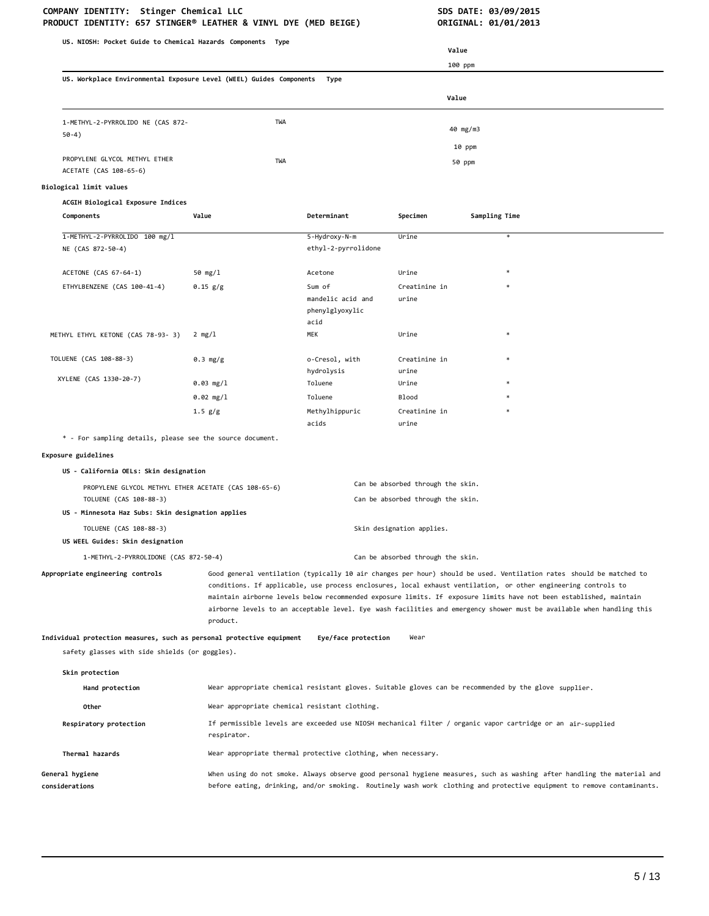**US. NIOSH: Pocket Guide to Chemical Hazards Components**

| Components | Type | Value |
|---|---|---|
| | | 100 ppm |

**US. Workplace Environmental Exposure Level (WEEL) Guides Components**

| Components | Type | Value |
|---|---|---|
| 1-METHYL-2-PYRROLIDO NE (CAS 872-50-4) | TWA | 40 mg/m3 |
| | | 10 ppm |
| PROPYLENE GLYCOL METHYL ETHER ACETATE (CAS 108-65-6) | TWA | 50 ppm |

**Biological limit values**

**ACGIH Biological Exposure Indices**

| Components | Value | Determinant | Specimen | Sampling Time |
|---|---|---|---|---|
| 1-METHYL-2-PYRROLIDO NE (CAS 872-50-4) | 100 mg/l | 5-Hydroxy-N-m ethyl-2-pyrrolidone | Urine | * |
| ACETONE (CAS 67-64-1) | 50 mg/l | Acetone | Urine | * |
| ETHYLBENZENE (CAS 100-41-4) | 0.15 g/g | Sum of mandelic acid and phenylglyoxylic acid | Creatinine in urine | * |
| METHYL ETHYL KETONE (CAS 78-93- 3) | 2 mg/l | MEK | Urine | * |
| TOLUENE (CAS 108-88-3) | 0.3 mg/g | o-Cresol, with hydrolysis | Creatinine in urine | * |
| XYLENE (CAS 1330-20-7) | 0.03 mg/l | Toluene | Urine | * |
| | 0.02 mg/l | Toluene | Blood | * |
| | 1.5 g/g | Methylhippuric acids | Creatinine in urine | * |

* - For sampling details, please see the source document.

**Exposure guidelines**

**US - California OELs: Skin designation**

| | |
|---|---|
| PROPYLENE GLYCOL METHYL ETHER ACETATE (CAS 108-65-6) | Can be absorbed through the skin. |
| TOLUENE (CAS 108-88-3) | Can be absorbed through the skin. |

**US - Minnesota Haz Subs: Skin designation applies**

| | |
|---|---|
| TOLUENE (CAS 108-88-3) | Skin designation applies. |

**US WEEL Guides: Skin designation**

| | |
|---|---|
| 1-METHYL-2-PYRROLIDONE (CAS 872-50-4) | Can be absorbed through the skin. |

**Appropriate engineering controls** Good general ventilation (typically 10 air changes per hour) should be used. Ventilation rates should be matched to conditions. If applicable, use process enclosures, local exhaust ventilation, or other engineering controls to maintain airborne levels below recommended exposure limits. If exposure limits have not been established, maintain airborne levels to an acceptable level. Eye wash facilities and emergency shower must be available when handling this product.

**Individual protection measures, such as personal protective equipment**

**Eye/face protection** Wear safety glasses with side shields (or goggles).

**Skin protection**

**Hand protection** Wear appropriate chemical resistant gloves. Suitable gloves can be recommended by the glove supplier.

**Other** Wear appropriate chemical resistant clothing.

**Respiratory protection** If permissible levels are exceeded use NIOSH mechanical filter / organic vapor cartridge or an air-supplied respirator.

**Thermal hazards** Wear appropriate thermal protective clothing, when necessary.

**General hygiene considerations** When using do not smoke. Always observe good personal hygiene measures, such as washing after handling the material and before eating, drinking, and/or smoking. Routinely wash work clothing and protective equipment to remove contaminants.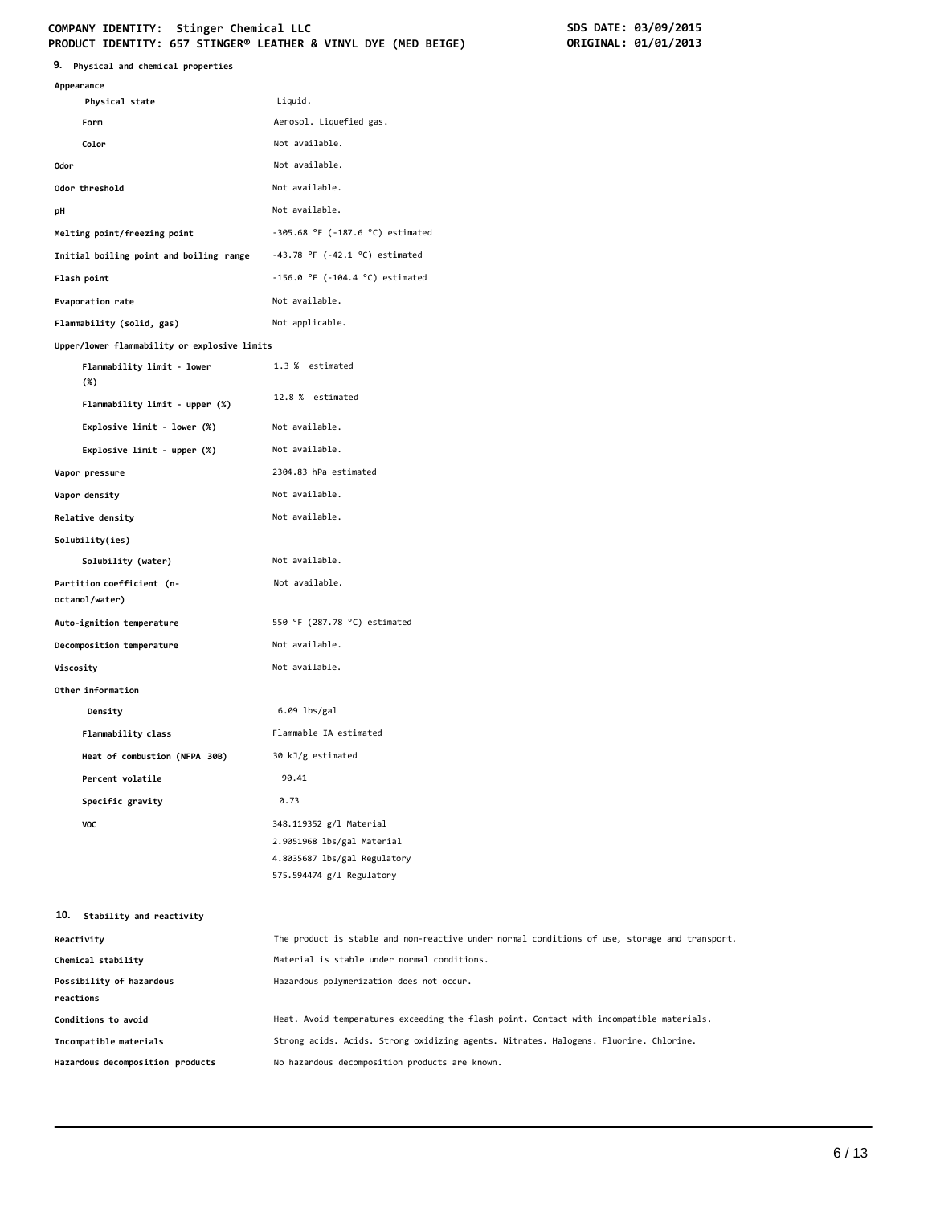## 9. Physical and chemical properties

| Property | Value |
|---|---|
| **Appearance** | |
| Physical state | Liquid. |
| Form | Aerosol. Liquefied gas. |
| Color | Not available. |
| **Odor** | Not available. |
| **Odor threshold** | Not available. |
| **pH** | Not available. |
| **Melting point/freezing point** | -305.68 °F (-187.6 °C) estimated |
| **Initial boiling point and boiling range** | -43.78 °F (-42.1 °C) estimated |
| **Flash point** | -156.0 °F (-104.4 °C) estimated |
| **Evaporation rate** | Not available. |
| **Flammability (solid, gas)** | Not applicable. |
| **Upper/lower flammability or explosive limits** | |
| Flammability limit - lower (%) | 1.3 % estimated |
| Flammability limit - upper (%) | 12.8 % estimated |
| Explosive limit - lower (%) | Not available. |
| Explosive limit - upper (%) | Not available. |
| **Vapor pressure** | 2304.83 hPa estimated |
| **Vapor density** | Not available. |
| **Relative density** | Not available. |
| **Solubility(ies)** | |
| Solubility (water) | Not available. |
| **Partition coefficient (n-octanol/water)** | Not available. |
| **Auto-ignition temperature** | 550 °F (287.78 °C) estimated |
| **Decomposition temperature** | Not available. |
| **Viscosity** | Not available. |
| **Other information** | |
| Density | 6.09 lbs/gal |
| Flammability class | Flammable IA estimated |
| Heat of combustion (NFPA 30B) | 30 kJ/g estimated |
| Percent volatile | 90.41 |
| Specific gravity | 0.73 |
| VOC | 348.119352 g/l Material<br>2.9051968 lbs/gal Material<br>4.8035687 lbs/gal Regulatory<br>575.594474 g/l Regulatory |

## 10. Stability and reactivity

| Property | Value |
|---|---|
| **Reactivity** | The product is stable and non-reactive under normal conditions of use, storage and transport. |
| **Chemical stability** | Material is stable under normal conditions. |
| **Possibility of hazardous reactions** | Hazardous polymerization does not occur. |
| **Conditions to avoid** | Heat. Avoid temperatures exceeding the flash point. Contact with incompatible materials. |
| **Incompatible materials** | Strong acids. Acids. Strong oxidizing agents. Nitrates. Halogens. Fluorine. Chlorine. |
| **Hazardous decomposition products** | No hazardous decomposition products are known. |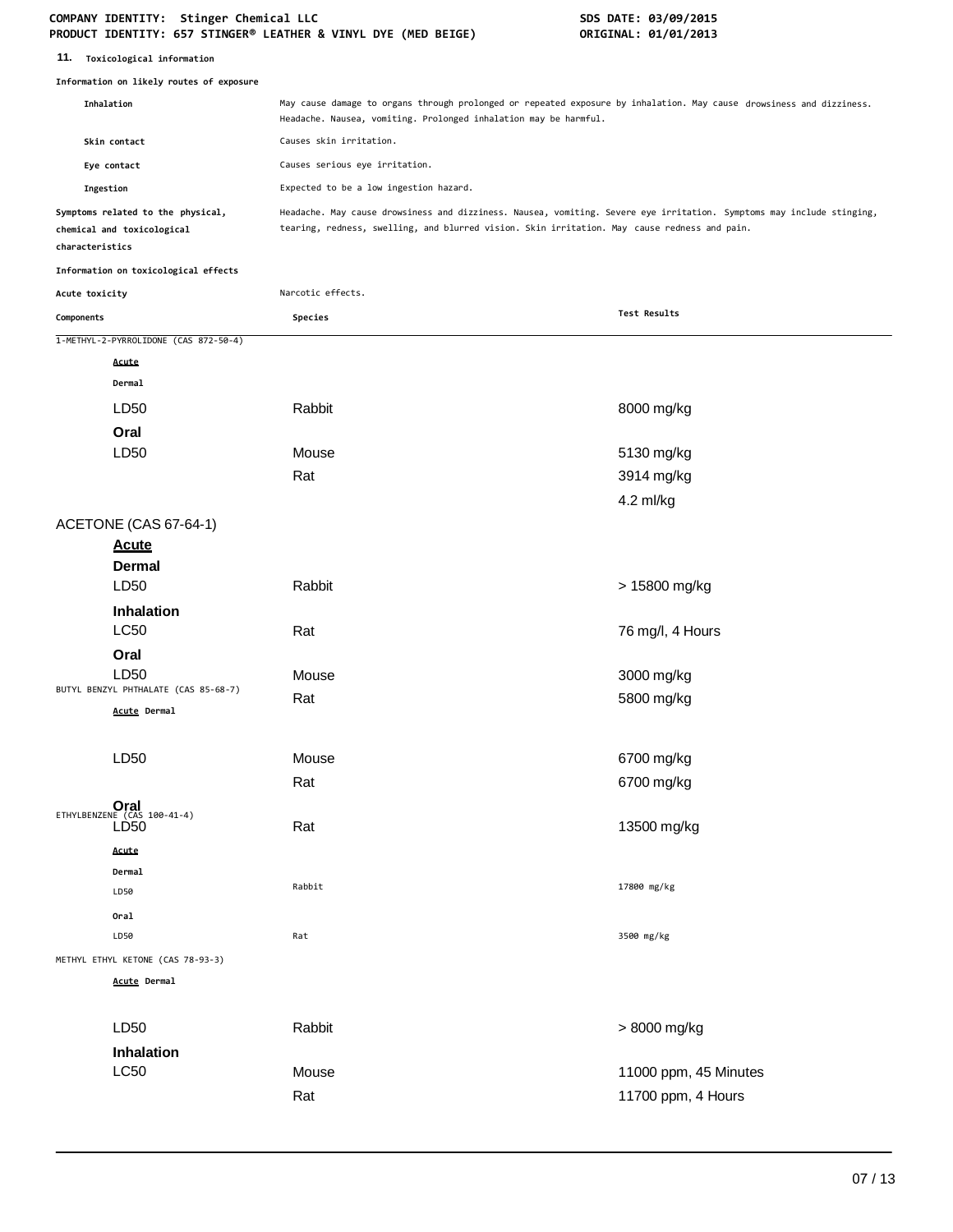## 11. Toxicological information

**Information on likely routes of exposure**

| | |
|---|---|
| Inhalation | May cause damage to organs through prolonged or repeated exposure by inhalation. May cause drowsiness and dizziness. Headache. Nausea, vomiting. Prolonged inhalation may be harmful. |
| Skin contact | Causes skin irritation. |
| Eye contact | Causes serious eye irritation. |
| Ingestion | Expected to be a low ingestion hazard. |
| Symptoms related to the physical, chemical and toxicological characteristics | Headache. May cause drowsiness and dizziness. Nausea, vomiting. Severe eye irritation. Symptoms may include stinging, tearing, redness, swelling, and blurred vision. Skin irritation. May cause redness and pain. |

**Information on toxicological effects**

| | |
|---|---|
| Acute toxicity | Narcotic effects. |

| Components | Species | Test Results |
|---|---|---|
| 1-METHYL-2-PYRROLIDONE (CAS 872-50-4) | | |
| **Acute** | | |
| **Dermal** | | |
| LD50 | Rabbit | 8000 mg/kg |
| **Oral** | | |
| LD50 | Mouse | 5130 mg/kg |
| | Rat | 3914 mg/kg |
| | | 4.2 ml/kg |
| ACETONE (CAS 67-64-1) | | |
| **Acute** | | |
| **Dermal** | | |
| LD50 | Rabbit | > 15800 mg/kg |
| **Inhalation** | | |
| LC50 | Rat | 76 mg/l, 4 Hours |
| **Oral** | | |
| LD50 | Mouse | 3000 mg/kg |
| | Rat | 5800 mg/kg |
| BUTYL BENZYL PHTHALATE (CAS 85-68-7) | | |
| **Acute** **Dermal** | | |
| LD50 | Mouse | 6700 mg/kg |
| | Rat | 6700 mg/kg |
| **Oral** | | |
| LD50 | Rat | 13500 mg/kg |
| ETHYLBENZENE (CAS 100-41-4) | | |
| **Acute** | | |
| **Dermal** | | |
| LD50 | Rabbit | 17800 mg/kg |
| **Oral** | | |
| LD50 | Rat | 3500 mg/kg |
| METHYL ETHYL KETONE (CAS 78-93-3) | | |
| **Acute** **Dermal** | | |
| LD50 | Rabbit | > 8000 mg/kg |
| **Inhalation** | | |
| LC50 | Mouse | 11000 ppm, 45 Minutes |
| | Rat | 11700 ppm, 4 Hours |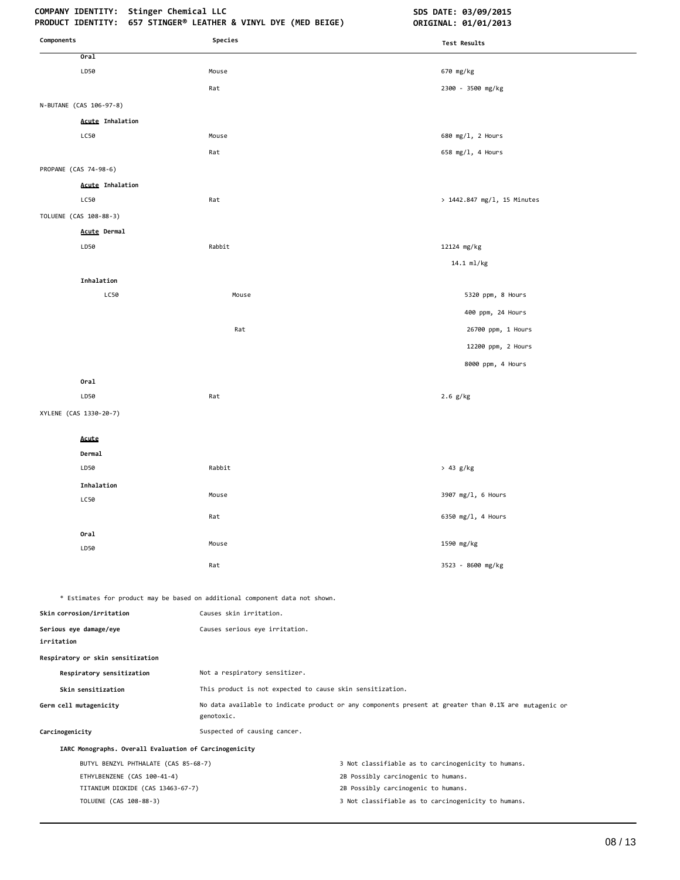| Components | Species | Test Results |
|---|---|---|
| Oral | | |
| LD50 | Mouse | 670 mg/kg |
| | Rat | 2300 - 3500 mg/kg |
| N-BUTANE (CAS 106-97-8) | | |
| Acute Inhalation | | |
| LC50 | Mouse | 680 mg/l, 2 Hours |
| | Rat | 658 mg/l, 4 Hours |
| PROPANE (CAS 74-98-6) | | |
| Acute Inhalation | | |
| LC50 | Rat | > 1442.847 mg/l, 15 Minutes |
| TOLUENE (CAS 108-88-3) | | |
| Acute Dermal | | |
| LD50 | Rabbit | 12124 mg/kg |
| | | 14.1 ml/kg |
| Inhalation | | |
| LC50 | Mouse | 5320 ppm, 8 Hours |
| | | 400 ppm, 24 Hours |
| | Rat | 26700 ppm, 1 Hours |
| | | 12200 ppm, 2 Hours |
| | | 8000 ppm, 4 Hours |
| Oral | | |
| LD50 | Rat | 2.6 g/kg |
| XYLENE (CAS 1330-20-7) | | |
| Acute | | |
| Dermal | | |
| LD50 | Rabbit | > 43 g/kg |
| Inhalation | | |
| LC50 | Mouse | 3907 mg/l, 6 Hours |
| | Rat | 6350 mg/l, 4 Hours |
| Oral | | |
| LD50 | Mouse | 1590 mg/kg |
| | Rat | 3523 - 8600 mg/kg |

* Estimates for product may be based on additional component data not shown.

**Skin corrosion/irritation** Causes skin irritation.

**Serious eye damage/eye irritation** Causes serious eye irritation.

**Respiratory or skin sensitization**

**Respiratory sensitization** Not a respiratory sensitizer.

**Skin sensitization** This product is not expected to cause skin sensitization.

**Germ cell mutagenicity** No data available to indicate product or any components present at greater than 0.1% are mutagenic or genotoxic.

**Carcinogenicity** Suspected of causing cancer.

**IARC Monographs. Overall Evaluation of Carcinogenicity**

| | |
|---|---|
| BUTYL BENZYL PHTHALATE (CAS 85-68-7) | 3 Not classifiable as to carcinogenicity to humans. |
| ETHYLBENZENE (CAS 100-41-4) | 2B Possibly carcinogenic to humans. |
| TITANIUM DIOXIDE (CAS 13463-67-7) | 2B Possibly carcinogenic to humans. |
| TOLUENE (CAS 108-88-3) | 3 Not classifiable as to carcinogenicity to humans. |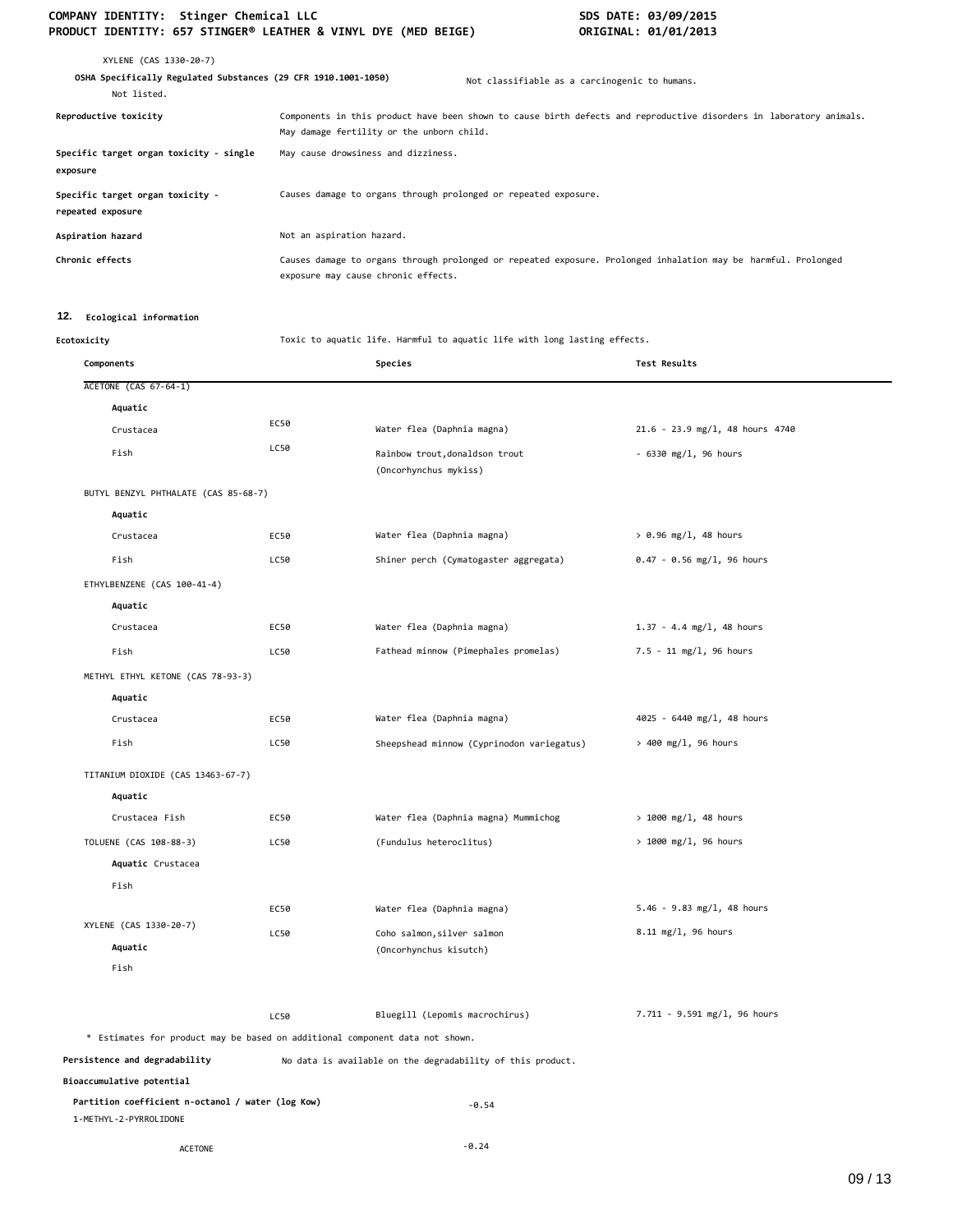XYLENE (CAS 1330-20-7)

**OSHA Specifically Regulated Substances (29 CFR 1910.1001-1050)** Not classifiable as a carcinogenic to humans.

Not listed.

| | |
|---|---|
| **Reproductive toxicity** | Components in this product have been shown to cause birth defects and reproductive disorders in laboratory animals. May damage fertility or the unborn child. |
| **Specific target organ toxicity - single exposure** | May cause drowsiness and dizziness. |
| **Specific target organ toxicity - repeated exposure** | Causes damage to organs through prolonged or repeated exposure. |
| **Aspiration hazard** | Not an aspiration hazard. |
| **Chronic effects** | Causes damage to organs through prolonged or repeated exposure. Prolonged inhalation may be harmful. Prolonged exposure may cause chronic effects. |

## 12. Ecological information

**Ecotoxicity** Toxic to aquatic life. Harmful to aquatic life with long lasting effects.

| Components | | Species | Test Results |
|---|---|---|---|
| ACETONE (CAS 67-64-1) | | | |
| **Aquatic** | | | |
| Crustacea | EC50 | Water flea (Daphnia magna) | 21.6 - 23.9 mg/l, 48 hours 4740 |
| Fish | LC50 | Rainbow trout,donaldson trout (Oncorhynchus mykiss) | - 6330 mg/l, 96 hours |
| BUTYL BENZYL PHTHALATE (CAS 85-68-7) | | | |
| **Aquatic** | | | |
| Crustacea | EC50 | Water flea (Daphnia magna) | > 0.96 mg/l, 48 hours |
| Fish | LC50 | Shiner perch (Cymatogaster aggregata) | 0.47 - 0.56 mg/l, 96 hours |
| ETHYLBENZENE (CAS 100-41-4) | | | |
| **Aquatic** | | | |
| Crustacea | EC50 | Water flea (Daphnia magna) | 1.37 - 4.4 mg/l, 48 hours |
| Fish | LC50 | Fathead minnow (Pimephales promelas) | 7.5 - 11 mg/l, 96 hours |
| METHYL ETHYL KETONE (CAS 78-93-3) | | | |
| **Aquatic** | | | |
| Crustacea | EC50 | Water flea (Daphnia magna) | 4025 - 6440 mg/l, 48 hours |
| Fish | LC50 | Sheepshead minnow (Cyprinodon variegatus) | > 400 mg/l, 96 hours |
| TITANIUM DIOXIDE (CAS 13463-67-7) | | | |
| **Aquatic** | | | |
| Crustacea Fish | EC50 | Water flea (Daphnia magna) Mummichog | > 1000 mg/l, 48 hours |
| TOLUENE (CAS 108-88-3) | LC50 | (Fundulus heteroclitus) | > 1000 mg/l, 96 hours |
| **Aquatic** Crustacea | | | |
| Fish | | | |
| | EC50 | Water flea (Daphnia magna) | 5.46 - 9.83 mg/l, 48 hours |
| XYLENE (CAS 1330-20-7) | LC50 | Coho salmon,silver salmon (Oncorhynchus kisutch) | 8.11 mg/l, 96 hours |
| **Aquatic** | | | |
| Fish | | | |
| | LC50 | Bluegill (Lepomis macrochirus) | 7.711 - 9.591 mg/l, 96 hours |

\* Estimates for product may be based on additional component data not shown.

**Persistence and degradability** No data is available on the degradability of this product.

**Bioaccumulative potential**

**Partition coefficient n-octanol / water (log Kow)**

| | |
|---|---|
| 1-METHYL-2-PYRROLIDONE | -0.54 |
| ACETONE | -0.24 |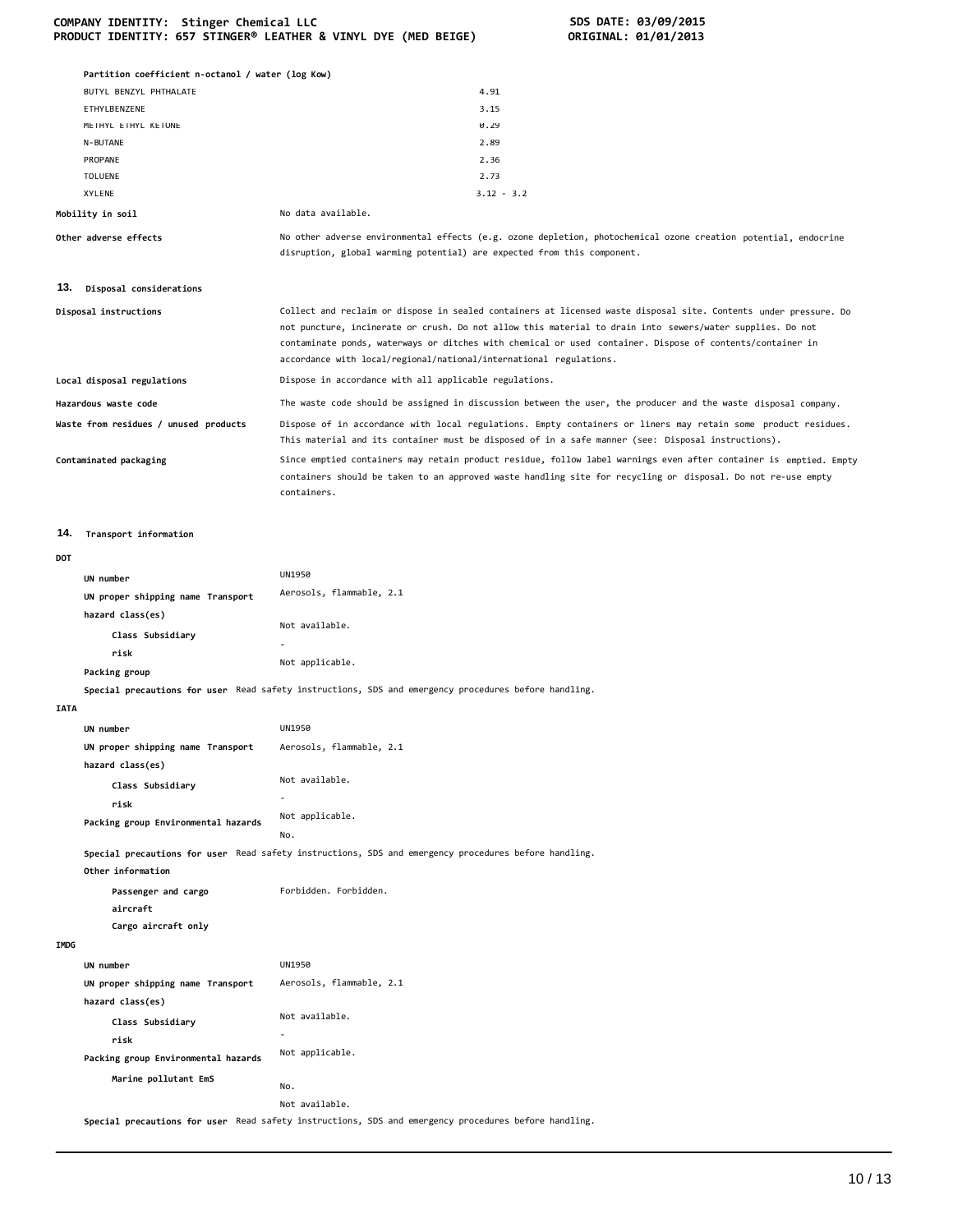**Partition coefficient n-octanol / water (log Kow)**

| | |
|---|---|
| BUTYL BENZYL PHTHALATE | 4.91 |
| ETHYLBENZENE | 3.15 |
| METHYL ETHYL KETONE | 0.29 |
| N-BUTANE | 2.89 |
| PROPANE | 2.36 |
| TOLUENE | 2.73 |
| XYLENE | 3.12 - 3.2 |

**Mobility in soil** No data available.

**Other adverse effects** No other adverse environmental effects (e.g. ozone depletion, photochemical ozone creation potential, endocrine disruption, global warming potential) are expected from this component.

## 13. Disposal considerations

**Disposal instructions** Collect and reclaim or dispose in sealed containers at licensed waste disposal site. Contents under pressure. Do not puncture, incinerate or crush. Do not allow this material to drain into sewers/water supplies. Do not contaminate ponds, waterways or ditches with chemical or used container. Dispose of contents/container in accordance with local/regional/national/international regulations.

**Local disposal regulations** Dispose in accordance with all applicable regulations.

**Hazardous waste code** The waste code should be assigned in discussion between the user, the producer and the waste disposal company.

**Waste from residues / unused products** Dispose of in accordance with local regulations. Empty containers or liners may retain some product residues. This material and its container must be disposed of in a safe manner (see: Disposal instructions).

**Contaminated packaging** Since emptied containers may retain product residue, follow label warnings even after container is emptied. Empty containers should be taken to an approved waste handling site for recycling or disposal. Do not re-use empty containers.

## 14. Transport information

**DOT**

**UN number** UN1950

**UN proper shipping name** Aerosols, flammable, 2.1

**Transport hazard class(es)** Not available.

**Class Subsidiary risk** -

**Packing group** Not applicable.

**Special precautions for user** Read safety instructions, SDS and emergency procedures before handling.

**IATA**

**UN number** UN1950

**UN proper shipping name** Aerosols, flammable, 2.1

**Transport hazard class(es)** Not available.

**Class Subsidiary risk** -

**Packing group** Not applicable.

**Environmental hazards** No.

**Special precautions for user** Read safety instructions, SDS and emergency procedures before handling.

**Other information**

**Passenger and cargo aircraft** Forbidden.

**Cargo aircraft only** Forbidden.

**IMDG**

**UN number** UN1950

**UN proper shipping name** Aerosols, flammable, 2.1

**Transport hazard class(es)** Not available.

**Class Subsidiary risk** -

**Packing group** Not applicable.

**Environmental hazards**

**Marine pollutant** No.

**EmS** Not available.

**Special precautions for user** Read safety instructions, SDS and emergency procedures before handling.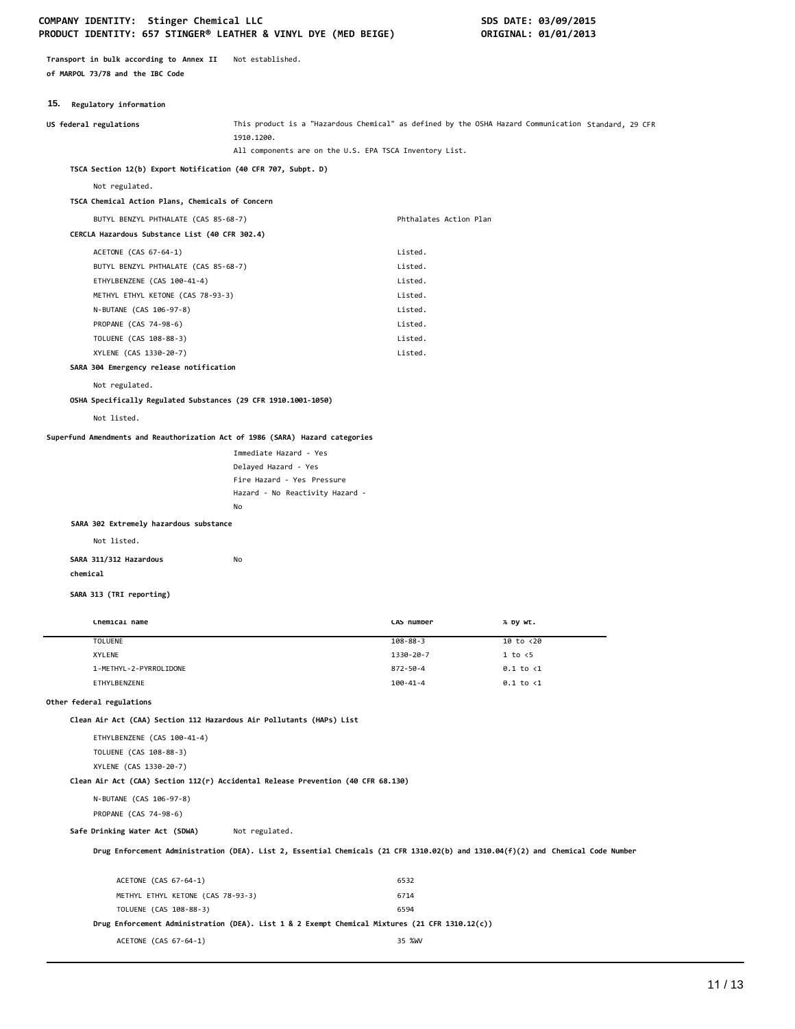**Transport in bulk according to Annex II of MARPOL 73/78 and the IBC Code** Not established.

## 15. Regulatory information

**US federal regulations** This product is a "Hazardous Chemical" as defined by the OSHA Hazard Communication Standard, 29 CFR 1910.1200.
All components are on the U.S. EPA TSCA Inventory List.

**TSCA Section 12(b) Export Notification (40 CFR 707, Subpt. D)**

Not regulated.

**TSCA Chemical Action Plans, Chemicals of Concern**

| | |
|---|---|
| BUTYL BENZYL PHTHALATE (CAS 85-68-7) | Phthalates Action Plan |

**CERCLA Hazardous Substance List (40 CFR 302.4)**

| | |
|---|---|
| ACETONE (CAS 67-64-1) | Listed. |
| BUTYL BENZYL PHTHALATE (CAS 85-68-7) | Listed. |
| ETHYLBENZENE (CAS 100-41-4) | Listed. |
| METHYL ETHYL KETONE (CAS 78-93-3) | Listed. |
| N-BUTANE (CAS 106-97-8) | Listed. |
| PROPANE (CAS 74-98-6) | Listed. |
| TOLUENE (CAS 108-88-3) | Listed. |
| XYLENE (CAS 1330-20-7) | Listed. |

**SARA 304 Emergency release notification**

Not regulated.

**OSHA Specifically Regulated Substances (29 CFR 1910.1001-1050)**

Not listed.

**Superfund Amendments and Reauthorization Act of 1986 (SARA) Hazard categories**

Immediate Hazard - Yes
Delayed Hazard - Yes
Fire Hazard - Yes Pressure
Hazard - No Reactivity Hazard -
No

**SARA 302 Extremely hazardous substance**

Not listed.

**SARA 311/312 Hazardous chemical** No

**SARA 313 (TRI reporting)**

| Chemical name | CAS number | % by wt. |
|---|---|---|
| TOLUENE | 108-88-3 | 10 to <20 |
| XYLENE | 1330-20-7 | 1 to <5 |
| 1-METHYL-2-PYRROLIDONE | 872-50-4 | 0.1 to <1 |
| ETHYLBENZENE | 100-41-4 | 0.1 to <1 |

**Other federal regulations**

**Clean Air Act (CAA) Section 112 Hazardous Air Pollutants (HAPs) List**

ETHYLBENZENE (CAS 100-41-4)
TOLUENE (CAS 108-88-3)
XYLENE (CAS 1330-20-7)

**Clean Air Act (CAA) Section 112(r) Accidental Release Prevention (40 CFR 68.130)**

N-BUTANE (CAS 106-97-8)
PROPANE (CAS 74-98-6)

**Safe Drinking Water Act (SDWA)** Not regulated.

**Drug Enforcement Administration (DEA). List 2, Essential Chemicals (21 CFR 1310.02(b) and 1310.04(f)(2) and Chemical Code Number**

| | |
|---|---|
| ACETONE (CAS 67-64-1) | 6532 |
| METHYL ETHYL KETONE (CAS 78-93-3) | 6714 |
| TOLUENE (CAS 108-88-3) | 6594 |

**Drug Enforcement Administration (DEA). List 1 & 2 Exempt Chemical Mixtures (21 CFR 1310.12(c))**

| | |
|---|---|
| ACETONE (CAS 67-64-1) | 35 %WV |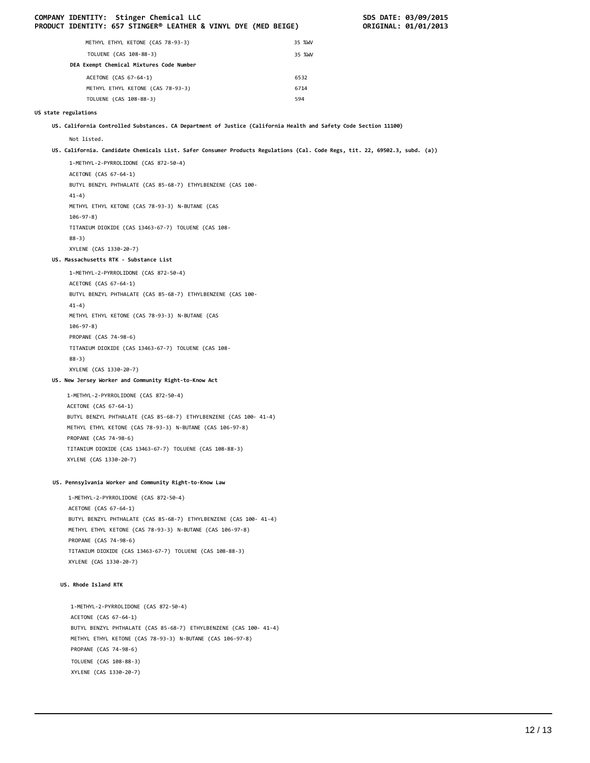| | |
|---|---|
| METHYL ETHYL KETONE (CAS 78-93-3) | 35 %WV |
| TOLUENE (CAS 108-88-3) | 35 %WV |
| **DEA Exempt Chemical Mixtures Code Number** | |
| ACETONE (CAS 67-64-1) | 6532 |
| METHYL ETHYL KETONE (CAS 78-93-3) | 6714 |
| TOLUENE (CAS 108-88-3) | 594 |

**US state regulations**

**US. California Controlled Substances. CA Department of Justice (California Health and Safety Code Section 11100)**

Not listed.

**US. California. Candidate Chemicals List. Safer Consumer Products Regulations (Cal. Code Regs, tit. 22, 69502.3, subd. (a))**

1-METHYL-2-PYRROLIDONE (CAS 872-50-4)
ACETONE (CAS 67-64-1)
BUTYL BENZYL PHTHALATE (CAS 85-68-7) ETHYLBENZENE (CAS 100-41-4)
METHYL ETHYL KETONE (CAS 78-93-3) N-BUTANE (CAS 106-97-8)
TITANIUM DIOXIDE (CAS 13463-67-7) TOLUENE (CAS 108-88-3)
XYLENE (CAS 1330-20-7)

**US. Massachusetts RTK - Substance List**

1-METHYL-2-PYRROLIDONE (CAS 872-50-4)
ACETONE (CAS 67-64-1)
BUTYL BENZYL PHTHALATE (CAS 85-68-7) ETHYLBENZENE (CAS 100-41-4)
METHYL ETHYL KETONE (CAS 78-93-3) N-BUTANE (CAS 106-97-8)
PROPANE (CAS 74-98-6)
TITANIUM DIOXIDE (CAS 13463-67-7) TOLUENE (CAS 108-88-3)
XYLENE (CAS 1330-20-7)

**US. New Jersey Worker and Community Right-to-Know Act**

1-METHYL-2-PYRROLIDONE (CAS 872-50-4)
ACETONE (CAS 67-64-1)
BUTYL BENZYL PHTHALATE (CAS 85-68-7) ETHYLBENZENE (CAS 100- 41-4)
METHYL ETHYL KETONE (CAS 78-93-3) N-BUTANE (CAS 106-97-8)
PROPANE (CAS 74-98-6)
TITANIUM DIOXIDE (CAS 13463-67-7) TOLUENE (CAS 108-88-3)
XYLENE (CAS 1330-20-7)

**US. Pennsylvania Worker and Community Right-to-Know Law**

1-METHYL-2-PYRROLIDONE (CAS 872-50-4)
ACETONE (CAS 67-64-1)
BUTYL BENZYL PHTHALATE (CAS 85-68-7) ETHYLBENZENE (CAS 100- 41-4)
METHYL ETHYL KETONE (CAS 78-93-3) N-BUTANE (CAS 106-97-8)
PROPANE (CAS 74-98-6)
TITANIUM DIOXIDE (CAS 13463-67-7) TOLUENE (CAS 108-88-3)
XYLENE (CAS 1330-20-7)

**US. Rhode Island RTK**

1-METHYL-2-PYRROLIDONE (CAS 872-50-4)
ACETONE (CAS 67-64-1)
BUTYL BENZYL PHTHALATE (CAS 85-68-7) ETHYLBENZENE (CAS 100- 41-4)
METHYL ETHYL KETONE (CAS 78-93-3) N-BUTANE (CAS 106-97-8)
PROPANE (CAS 74-98-6)
TOLUENE (CAS 108-88-3)
XYLENE (CAS 1330-20-7)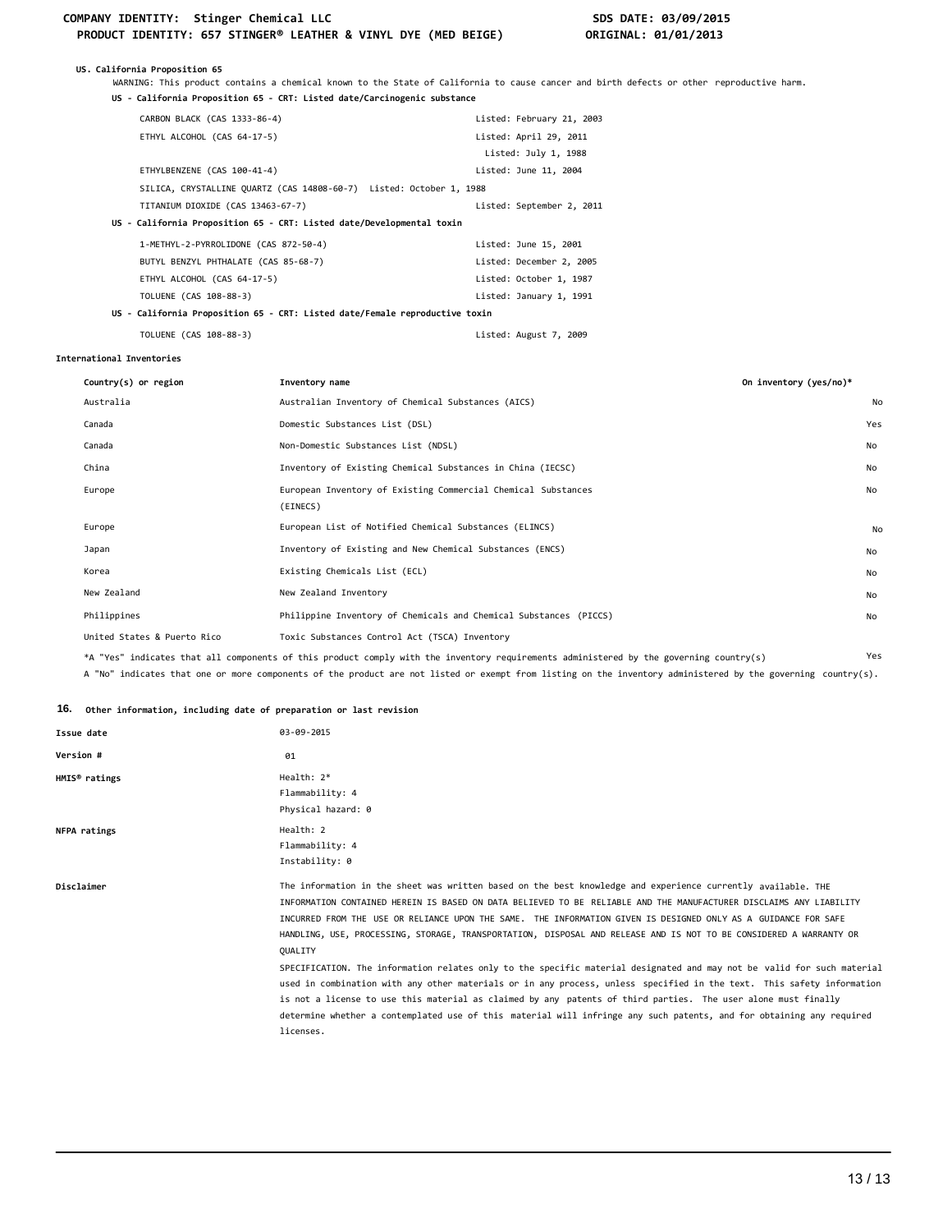**US. California Proposition 65**

WARNING: This product contains a chemical known to the State of California to cause cancer and birth defects or other reproductive harm.

**US - California Proposition 65 - CRT: Listed date/Carcinogenic substance**

| | |
|---|---|
| CARBON BLACK (CAS 1333-86-4) | Listed: February 21, 2003 |
| ETHYL ALCOHOL (CAS 64-17-5) | Listed: April 29, 2011<br>Listed: July 1, 1988 |
| ETHYLBENZENE (CAS 100-41-4) | Listed: June 11, 2004 |
| SILICA, CRYSTALLINE QUARTZ (CAS 14808-60-7) | Listed: October 1, 1988 |
| TITANIUM DIOXIDE (CAS 13463-67-7) | Listed: September 2, 2011 |

**US - California Proposition 65 - CRT: Listed date/Developmental toxin**

| | |
|---|---|
| 1-METHYL-2-PYRROLIDONE (CAS 872-50-4) | Listed: June 15, 2001 |
| BUTYL BENZYL PHTHALATE (CAS 85-68-7) | Listed: December 2, 2005 |
| ETHYL ALCOHOL (CAS 64-17-5) | Listed: October 1, 1987 |
| TOLUENE (CAS 108-88-3) | Listed: January 1, 1991 |

**US - California Proposition 65 - CRT: Listed date/Female reproductive toxin**

| | |
|---|---|
| TOLUENE (CAS 108-88-3) | Listed: August 7, 2009 |

**International Inventories**

| Country(s) or region | Inventory name | On inventory (yes/no)* |
|---|---|---|
| Australia | Australian Inventory of Chemical Substances (AICS) | No |
| Canada | Domestic Substances List (DSL) | Yes |
| Canada | Non-Domestic Substances List (NDSL) | No |
| China | Inventory of Existing Chemical Substances in China (IECSC) | No |
| Europe | European Inventory of Existing Commercial Chemical Substances (EINECS) | No |
| Europe | European List of Notified Chemical Substances (ELINCS) | No |
| Japan | Inventory of Existing and New Chemical Substances (ENCS) | No |
| Korea | Existing Chemicals List (ECL) | No |
| New Zealand | New Zealand Inventory | No |
| Philippines | Philippine Inventory of Chemicals and Chemical Substances (PICCS) | No |
| United States & Puerto Rico | Toxic Substances Control Act (TSCA) Inventory | Yes |

*A "Yes" indicates that all components of this product comply with the inventory requirements administered by the governing country(s)

A "No" indicates that one or more components of the product are not listed or exempt from listing on the inventory administered by the governing country(s).

## 16. Other information, including date of preparation or last revision

| | |
|---|---|
| **Issue date** | 03-09-2015 |
| **Version #** | 01 |
| **HMIS® ratings** | Health: 2*<br>Flammability: 4<br>Physical hazard: 0 |
| **NFPA ratings** | Health: 2<br>Flammability: 4<br>Instability: 0 |
| **Disclaimer** | The information in the sheet was written based on the best knowledge and experience currently available. THE INFORMATION CONTAINED HEREIN IS BASED ON DATA BELIEVED TO BE RELIABLE AND THE MANUFACTURER DISCLAIMS ANY LIABILITY INCURRED FROM THE USE OR RELIANCE UPON THE SAME. THE INFORMATION GIVEN IS DESIGNED ONLY AS A GUIDANCE FOR SAFE HANDLING, USE, PROCESSING, STORAGE, TRANSPORTATION, DISPOSAL AND RELEASE AND IS NOT TO BE CONSIDERED A WARRANTY OR QUALITY SPECIFICATION. The information relates only to the specific material designated and may not be valid for such material used in combination with any other materials or in any process, unless specified in the text. This safety information is not a license to use this material as claimed by any patents of third parties. The user alone must finally determine whether a contemplated use of this material will infringe any such patents, and for obtaining any required licenses. |